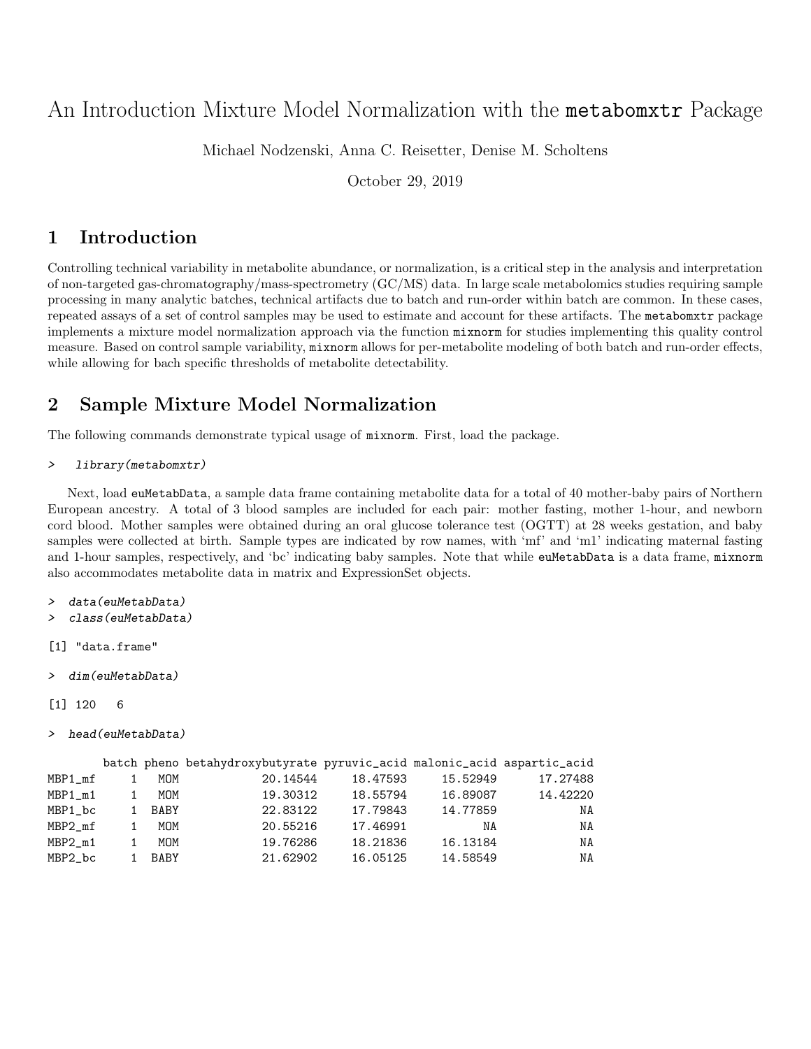# An Introduction Mixture Model Normalization with the `metabomxtr` Package

Michael Nodzenski, Anna C. Reisetter, Denise M. Scholtens

October 29, 2019

## 1 Introduction

Controlling technical variability in metabolite abundance, or normalization, is a critical step in the analysis and interpretation of non-targeted gas-chromatography/mass-spectrometry (GC/MS) data. In large scale metabolomics studies requiring sample processing in many analytic batches, technical artifacts due to batch and run-order within batch are common. In these cases, repeated assays of a set of control samples may be used to estimate and account for these artifacts. The `metabomxtr` package implements a mixture model normalization approach via the function `mixnorm` for studies implementing this quality control measure. Based on control sample variability, `mixnorm` allows for per-metabolite modeling of both batch and run-order effects, while allowing for bach specific thresholds of metabolite detectability.

## 2 Sample Mixture Model Normalization

The following commands demonstrate typical usage of `mixnorm`. First, load the package.

```
>  library(metabomxtr)
```

Next, load `euMetabData`, a sample data frame containing metabolite data for a total of 40 mother-baby pairs of Northern European ancestry. A total of 3 blood samples are included for each pair: mother fasting, mother 1-hour, and newborn cord blood. Mother samples were obtained during an oral glucose tolerance test (OGTT) at 28 weeks gestation, and baby samples were collected at birth. Sample types are indicated by row names, with 'mf' and 'm1' indicating maternal fasting and 1-hour samples, respectively, and 'bc' indicating baby samples. Note that while `euMetabData` is a data frame, `mixnorm` also accommodates metabolite data in matrix and ExpressionSet objects.

```
> data(euMetabData)
> class(euMetabData)

[1] "data.frame"

> dim(euMetabData)

[1] 120   6

> head(euMetabData)

        batch pheno betahydroxybutyrate pyruvic_acid malonic_acid aspartic_acid
MBP1_mf     1   MOM            20.14544     18.47593     15.52949      17.27488
MBP1_m1     1   MOM            19.30312     18.55794     16.89087      14.42220
MBP1_bc     1  BABY            22.83122     17.79843     14.77859            NA
MBP2_mf     1   MOM            20.55216     17.46991           NA            NA
MBP2_m1     1   MOM            19.76286     18.21836     16.13184            NA
MBP2_bc     1  BABY            21.62902     16.05125     14.58549            NA
```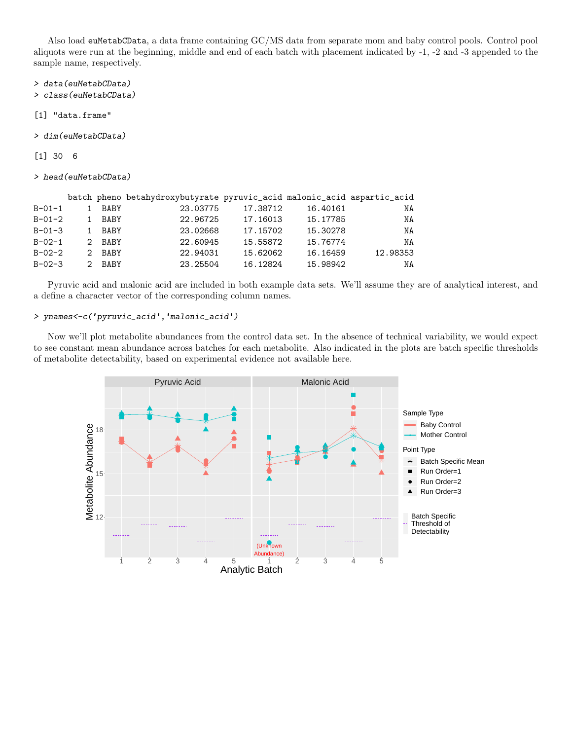Also load `euMetabCData`, a data frame containing GC/MS data from separate mom and baby control pools. Control pool aliquots were run at the beginning, middle and end of each batch with placement indicated by -1, -2 and -3 appended to the sample name, respectively.

```
> data(euMetabCData)
> class(euMetabCData)

[1] "data.frame"

> dim(euMetabCData)

[1] 30  6

> head(euMetabCData)

       batch pheno betahydroxybutyrate pyruvic_acid malonic_acid aspartic_acid
B-01-1     1  BABY            23.03775     17.38712     16.40161            NA
B-01-2     1  BABY            22.96725     17.16013     15.17785            NA
B-01-3     1  BABY            23.02668     17.15702     15.30278            NA
B-02-1     2  BABY            22.60945     15.55872     15.76774            NA
B-02-2     2  BABY            22.94031     15.62062     16.16459      12.98353
B-02-3     2  BABY            23.25504     16.12824     15.98942            NA
```

Pyruvic acid and malonic acid are included in both example data sets. We'll assume they are of analytical interest, and a define a character vector of the corresponding column names.

```
> ynames<-c('pyruvic_acid','malonic_acid')
```

Now we'll plot metabolite abundances from the control data set. In the absence of technical variability, we would expect to see constant mean abundance across batches for each metabolite. Also indicated in the plots are batch specific thresholds of metabolite detectability, based on experimental evidence not available here.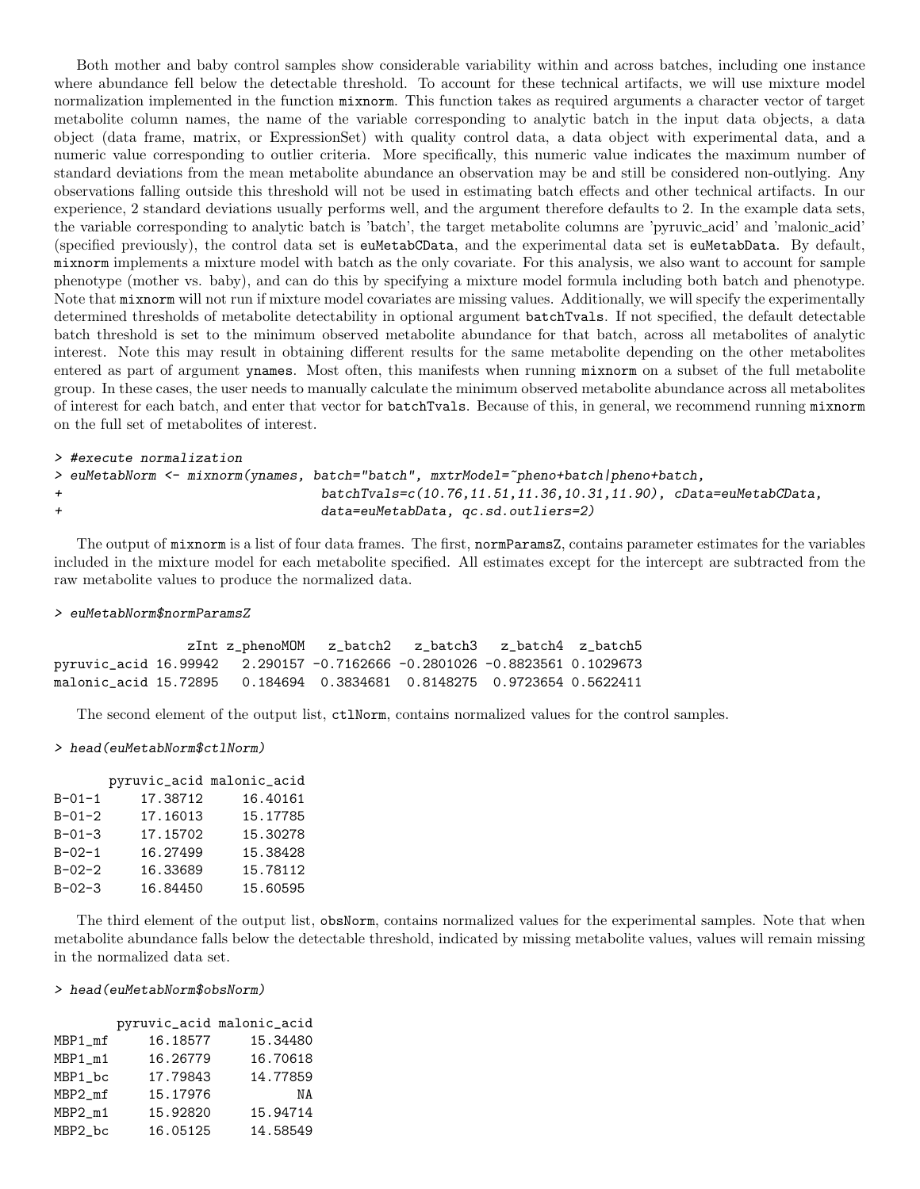Both mother and baby control samples show considerable variability within and across batches, including one instance where abundance fell below the detectable threshold. To account for these technical artifacts, we will use mixture model normalization implemented in the function `mixnorm`. This function takes as required arguments a character vector of target metabolite column names, the name of the variable corresponding to analytic batch in the input data objects, a data object (data frame, matrix, or ExpressionSet) with quality control data, a data object with experimental data, and a numeric value corresponding to outlier criteria. More specifically, this numeric value indicates the maximum number of standard deviations from the mean metabolite abundance an observation may be and still be considered non-outlying. Any observations falling outside this threshold will not be used in estimating batch effects and other technical artifacts. In our experience, 2 standard deviations usually performs well, and the argument therefore defaults to 2. In the example data sets, the variable corresponding to analytic batch is 'batch', the target metabolite columns are 'pyruvic_acid' and 'malonic_acid' (specified previously), the control data set is `euMetabCData`, and the experimental data set is `euMetabData`. By default, `mixnorm` implements a mixture model with batch as the only covariate. For this analysis, we also want to account for sample phenotype (mother vs. baby), and can do this by specifying a mixture model formula including both batch and phenotype. Note that `mixnorm` will not run if mixture model covariates are missing values. Additionally, we will specify the experimentally determined thresholds of metabolite detectability in optional argument `batchTvals`. If not specified, the default detectable batch threshold is set to the minimum observed metabolite abundance for that batch, across all metabolites of analytic interest. Note this may result in obtaining different results for the same metabolite depending on the other metabolites entered as part of argument `ynames`. Most often, this manifests when running `mixnorm` on a subset of the full metabolite group. In these cases, the user needs to manually calculate the minimum observed metabolite abundance across all metabolites of interest for each batch, and enter that vector for `batchTvals`. Because of this, in general, we recommend running `mixnorm` on the full set of metabolites of interest.

```
> #execute normalization
> euMetabNorm <- mixnorm(ynames, batch="batch", mxtrModel=~pheno+batch|pheno+batch,
+                              batchTvals=c(10.76,11.51,11.36,10.31,11.90), cData=euMetabCData,
+                              data=euMetabData, qc.sd.outliers=2)
```

The output of `mixnorm` is a list of four data frames. The first, `normParamsZ`, contains parameter estimates for the variables included in the mixture model for each metabolite specified. All estimates except for the intercept are subtracted from the raw metabolite values to produce the normalized data.

```
> euMetabNorm$normParamsZ

                 zInt z_phenoMOM    z_batch2   z_batch3   z_batch4  z_batch5
pyruvic_acid 16.99942   2.290157 -0.7162666 -0.2801026 -0.8823561 0.1029673
malonic_acid 15.72895   0.184694  0.3834681  0.8148275  0.9723654 0.5622411
```

The second element of the output list, `ctlNorm`, contains normalized values for the control samples.

```
> head(euMetabNorm$ctlNorm)

       pyruvic_acid malonic_acid
B-01-1     17.38712     16.40161
B-01-2     17.16013     15.17785
B-01-3     17.15702     15.30278
B-02-1     16.27499     15.38428
B-02-2     16.33689     15.78112
B-02-3     16.84450     15.60595
```

The third element of the output list, `obsNorm`, contains normalized values for the experimental samples. Note that when metabolite abundance falls below the detectable threshold, indicated by missing metabolite values, values will remain missing in the normalized data set.

```
> head(euMetabNorm$obsNorm)

        pyruvic_acid malonic_acid
MBP1_mf     16.18577     15.34480
MBP1_m1     16.26779     16.70618
MBP1_bc     17.79843     14.77859
MBP2_mf     15.17976           NA
MBP2_m1     15.92820     15.94714
MBP2_bc     16.05125     14.58549
```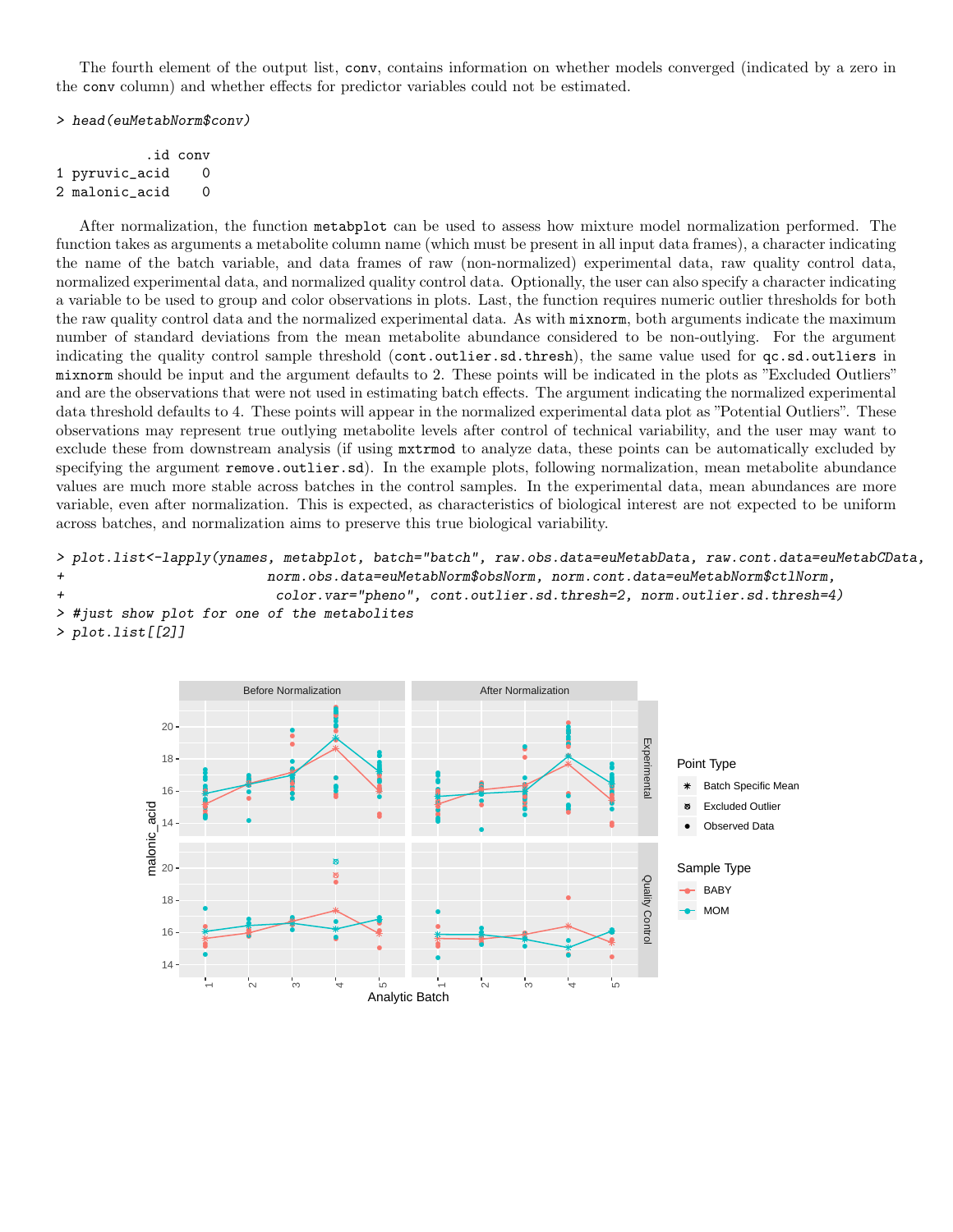The fourth element of the output list, `conv`, contains information on whether models converged (indicated by a zero in the `conv` column) and whether effects for predictor variables could not be estimated.

```
> head(euMetabNorm$conv)

          .id conv
1 pyruvic_acid    0
2 malonic_acid    0
```

After normalization, the function `metabplot` can be used to assess how mixture model normalization performed. The function takes as arguments a metabolite column name (which must be present in all input data frames), a character indicating the name of the batch variable, and data frames of raw (non-normalized) experimental data, raw quality control data, normalized experimental data, and normalized quality control data. Optionally, the user can also specify a character indicating a variable to be used to group and color observations in plots. Last, the function requires numeric outlier thresholds for both the raw quality control data and the normalized experimental data. As with `mixnorm`, both arguments indicate the maximum number of standard deviations from the mean metabolite abundance considered to be non-outlying. For the argument indicating the quality control sample threshold (`cont.outlier.sd.thresh`), the same value used for `qc.sd.outliers` in `mixnorm` should be input and the argument defaults to 2. These points will be indicated in the plots as "Excluded Outliers" and are the observations that were not used in estimating batch effects. The argument indicating the normalized experimental data threshold defaults to 4. These points will appear in the normalized experimental data plot as "Potential Outliers". These observations may represent true outlying metabolite levels after control of technical variability, and the user may want to exclude these from downstream analysis (if using `mxtrmod` to analyze data, these points can be automatically excluded by specifying the argument `remove.outlier.sd`). In the example plots, following normalization, mean metabolite abundance values are much more stable across batches in the control samples. In the experimental data, mean abundances are more variable, even after normalization. This is expected, as characteristics of biological interest are not expected to be uniform across batches, and normalization aims to preserve this true biological variability.

```
> plot.list<-lapply(ynames, metabplot, batch="batch", raw.obs.data=euMetabData, raw.cont.data=euMetabCData,
+                          norm.obs.data=euMetabNorm$obsNorm, norm.cont.data=euMetabNorm$ctlNorm,
+                           color.var="pheno", cont.outlier.sd.thresh=2, norm.outlier.sd.thresh=4)
> #just show plot for one of the metabolites
> plot.list[[2]]
```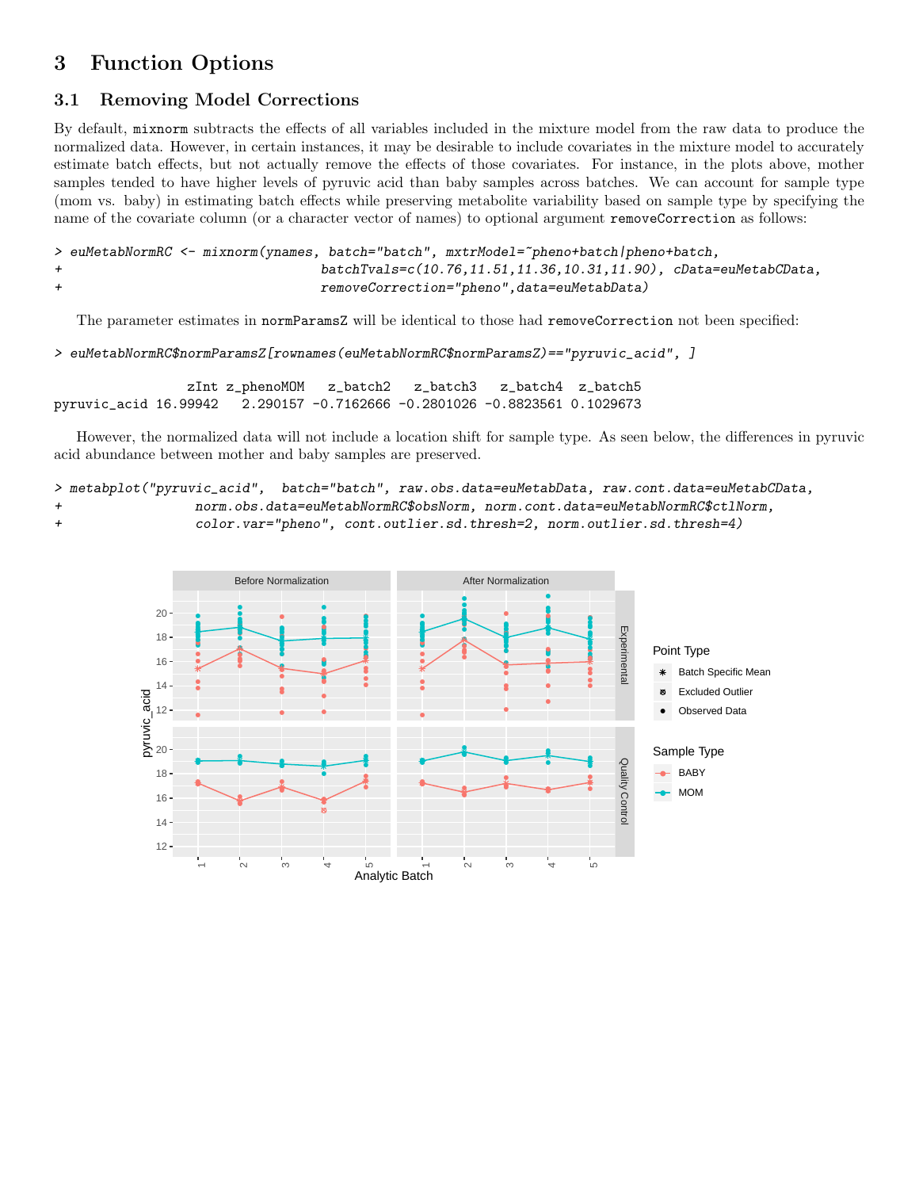# 3 Function Options

## 3.1 Removing Model Corrections

By default, mixnorm subtracts the effects of all variables included in the mixture model from the raw data to produce the normalized data. However, in certain instances, it may be desirable to include covariates in the mixture model to accurately estimate batch effects, but not actually remove the effects of those covariates. For instance, in the plots above, mother samples tended to have higher levels of pyruvic acid than baby samples across batches. We can account for sample type (mom vs. baby) in estimating batch effects while preserving metabolite variability based on sample type by specifying the name of the covariate column (or a character vector of names) to optional argument removeCorrection as follows:

```
> euMetabNormRC <- mixnorm(ynames, batch="batch", mxtrModel=~pheno+batch|pheno+batch,
+                          batchTvals=c(10.76,11.51,11.36,10.31,11.90), cData=euMetabCData,
+                          removeCorrection="pheno",data=euMetabData)
```

The parameter estimates in normParamsZ will be identical to those had removeCorrection not been specified:

```
> euMetabNormRC$normParamsZ[rownames(euMetabNormRC$normParamsZ)=="pyruvic_acid", ]

                 zInt z_phenoMOM   z_batch2   z_batch3   z_batch4  z_batch5
pyruvic_acid 16.99942   2.290157 -0.7162666 -0.2801026 -0.8823561 0.1029673
```

However, the normalized data will not include a location shift for sample type. As seen below, the differences in pyruvic acid abundance between mother and baby samples are preserved.

```
> metabplot("pyruvic_acid",  batch="batch", raw.obs.data=euMetabData, raw.cont.data=euMetabCData,
+                   norm.obs.data=euMetabNormRC$obsNorm, norm.cont.data=euMetabNormRC$ctlNorm,
+                   color.var="pheno", cont.outlier.sd.thresh=2, norm.outlier.sd.thresh=4)
```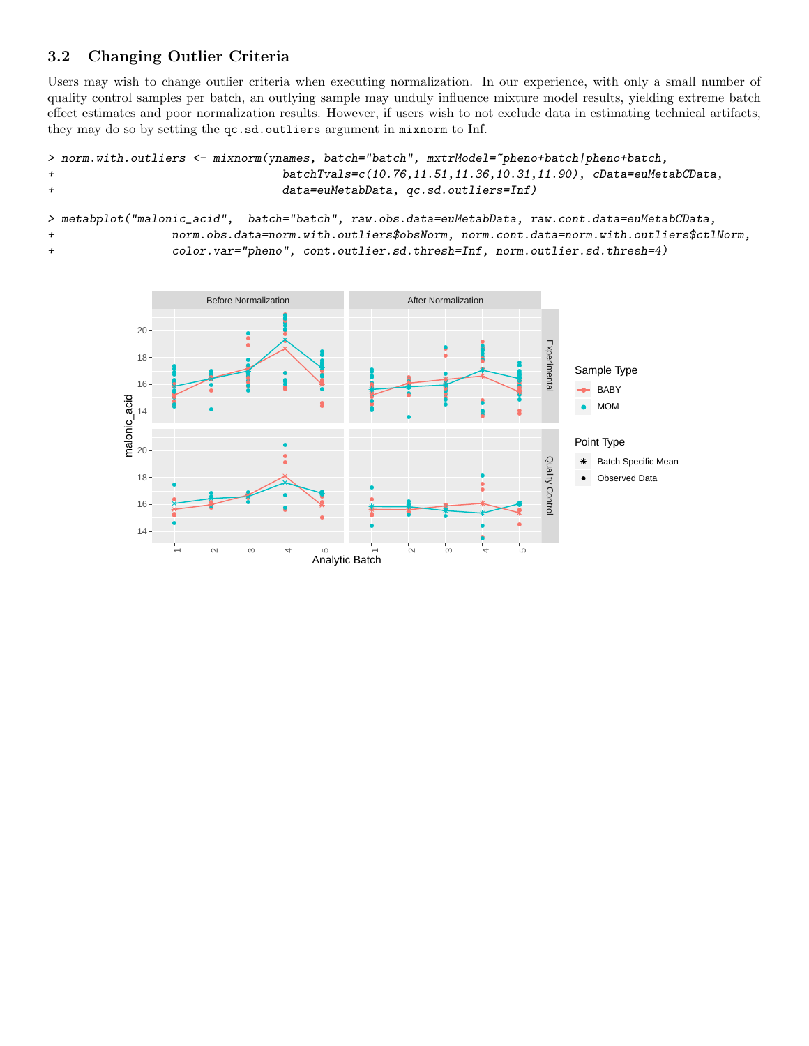### 3.2 Changing Outlier Criteria

Users may wish to change outlier criteria when executing normalization. In our experience, with only a small number of quality control samples per batch, an outlying sample may unduly influence mixture model results, yielding extreme batch effect estimates and poor normalization results. However, if users wish to not exclude data in estimating technical artifacts, they may do so by setting the `qc.sd.outliers` argument in `mixnorm` to Inf.

```
> norm.with.outliers <- mixnorm(ynames, batch="batch", mxtrModel=~pheno+batch|pheno+batch,
+                              batchTvals=c(10.76,11.51,11.36,10.31,11.90), cData=euMetabCData,
+                              data=euMetabData, qc.sd.outliers=Inf)
```

```
> metabplot("malonic_acid",  batch="batch", raw.obs.data=euMetabData, raw.cont.data=euMetabCData,
+                 norm.obs.data=norm.with.outliers$obsNorm, norm.cont.data=norm.with.outliers$ctlNorm,
+                 color.var="pheno", cont.outlier.sd.thresh=Inf, norm.outlier.sd.thresh=4)
```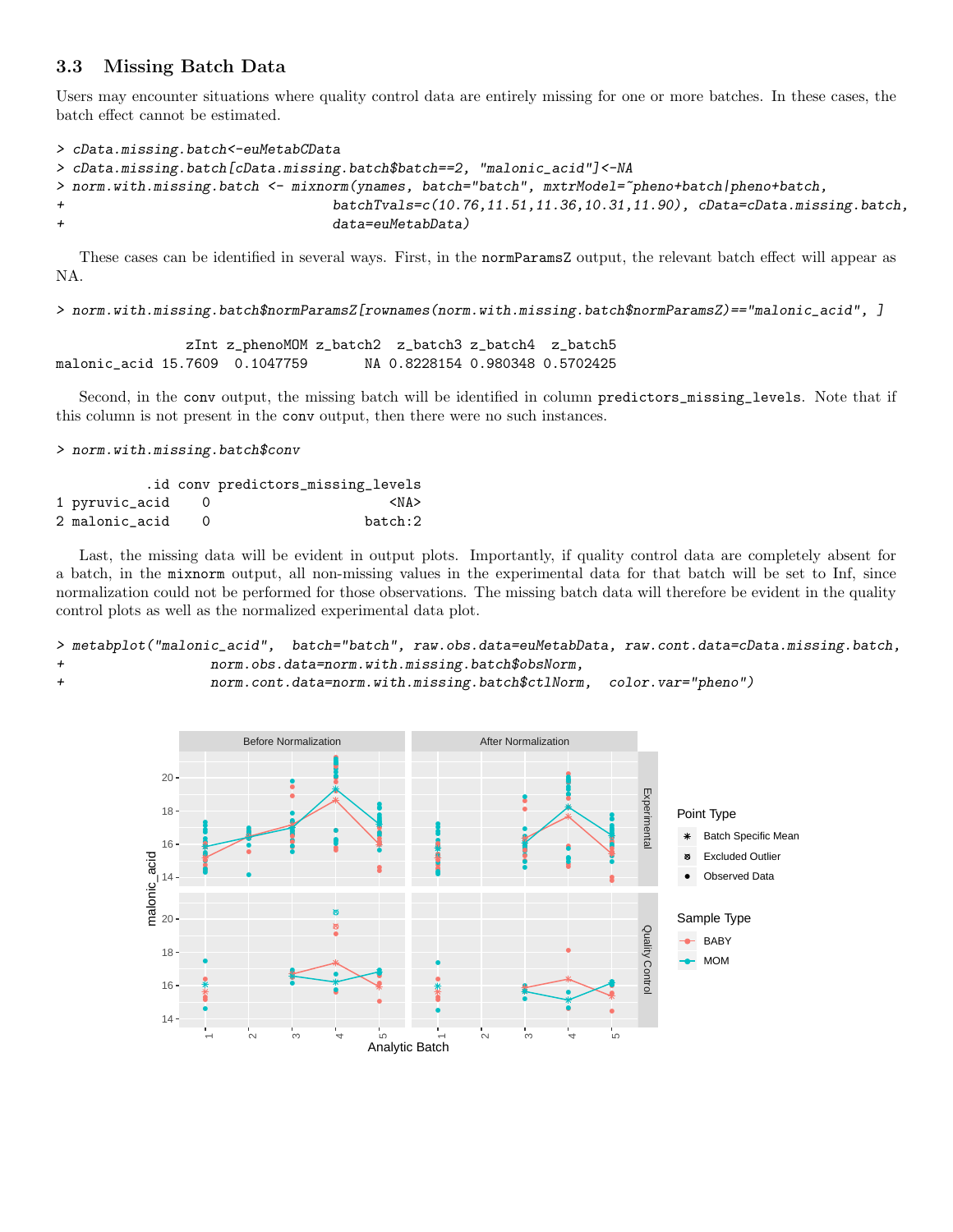### 3.3 Missing Batch Data

Users may encounter situations where quality control data are entirely missing for one or more batches. In these cases, the batch effect cannot be estimated.

```
> cData.missing.batch<-euMetabCData
> cData.missing.batch[cData.missing.batch$batch==2, "malonic_acid"]<-NA
> norm.with.missing.batch <- mixnorm(ynames, batch="batch", mxtrModel=~pheno+batch|pheno+batch,
+                                    batchTvals=c(10.76,11.51,11.36,10.31,11.90), cData=cData.missing.batch,
+                                    data=euMetabData)
```

These cases can be identified in several ways. First, in the `normParamsZ` output, the relevant batch effect will appear as NA.

```
> norm.with.missing.batch$normParamsZ[rownames(norm.with.missing.batch$normParamsZ)=="malonic_acid", ]

                zInt z_phenoMOM z_batch2  z_batch3 z_batch4  z_batch5
malonic_acid 15.7609  0.1047759       NA 0.8228154 0.980348 0.5702425
```

Second, in the `conv` output, the missing batch will be identified in column `predictors_missing_levels`. Note that if this column is not present in the `conv` output, then there were no such instances.

```
> norm.with.missing.batch$conv

           .id conv predictors_missing_levels
1 pyruvic_acid    0                      <NA>
2 malonic_acid    0                   batch:2
```

Last, the missing data will be evident in output plots. Importantly, if quality control data are completely absent for a batch, in the `mixnorm` output, all non-missing values in the experimental data for that batch will be set to Inf, since normalization could not be performed for those observations. The missing batch data will therefore be evident in the quality control plots as well as the normalized experimental data plot.

```
> metabplot("malonic_acid",  batch="batch", raw.obs.data=euMetabData, raw.cont.data=cData.missing.batch,
+                    norm.obs.data=norm.with.missing.batch$obsNorm,
+                    norm.cont.data=norm.with.missing.batch$ctlNorm,  color.var="pheno")
```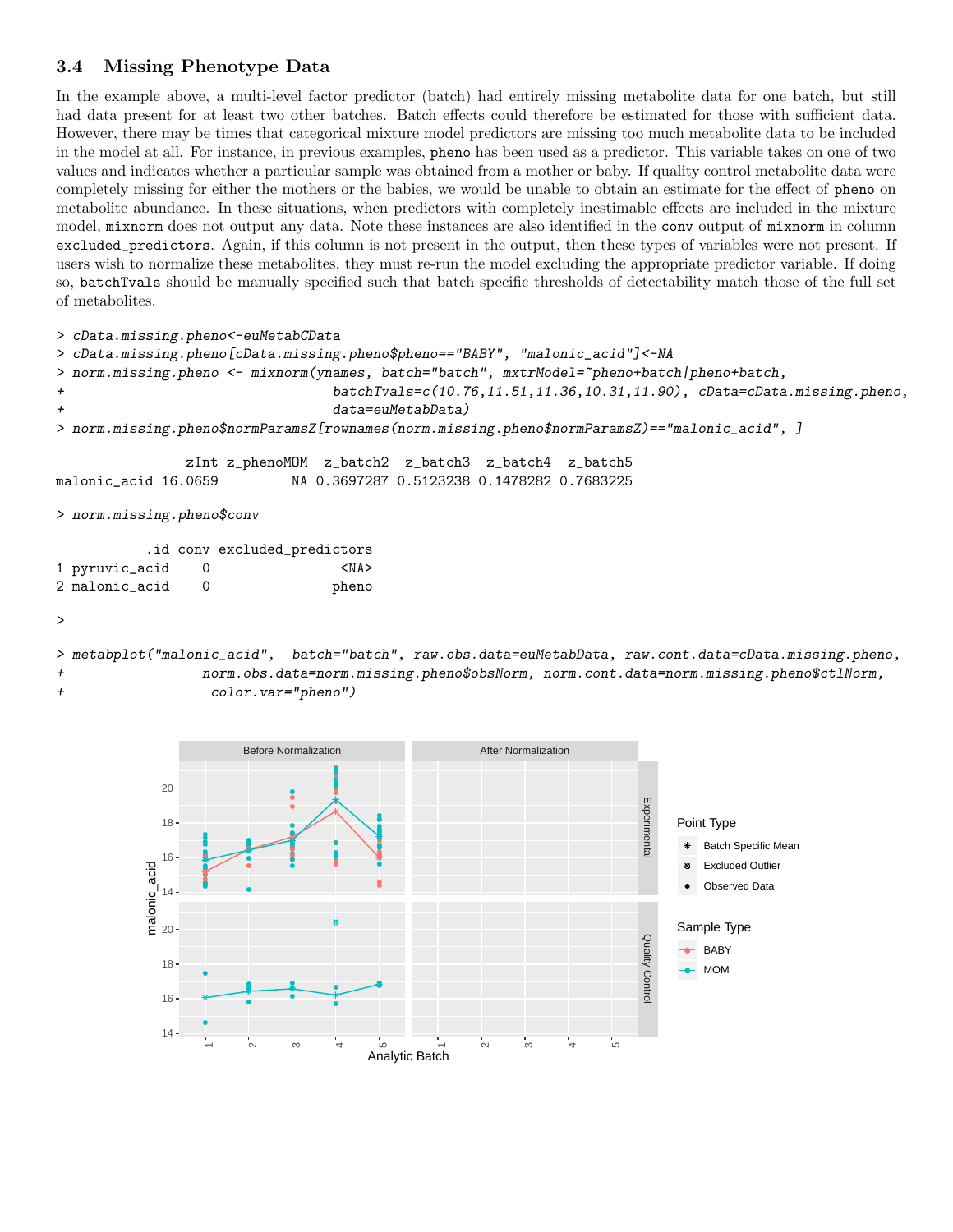### 3.4 Missing Phenotype Data

In the example above, a multi-level factor predictor (batch) had entirely missing metabolite data for one batch, but still had data present for at least two other batches. Batch effects could therefore be estimated for those with sufficient data. However, there may be times that categorical mixture model predictors are missing too much metabolite data to be included in the model at all. For instance, in previous examples, `pheno` has been used as a predictor. This variable takes on one of two values and indicates whether a particular sample was obtained from a mother or baby. If quality control metabolite data were completely missing for either the mothers or the babies, we would be unable to obtain an estimate for the effect of `pheno` on metabolite abundance. In these situations, when predictors with completely inestimable effects are included in the mixture model, `mixnorm` does not output any data. Note these instances are also identified in the `conv` output of `mixnorm` in column `excluded_predictors`. Again, if this column is not present in the output, then these types of variables were not present. If users wish to normalize these metabolites, they must re-run the model excluding the appropriate predictor variable. If doing so, `batchTvals` should be manually specified such that batch specific thresholds of detectability match those of the full set of metabolites.

```
> cData.missing.pheno<-euMetabCData
> cData.missing.pheno[cData.missing.pheno$pheno=="BABY", "malonic_acid"]<-NA
> norm.missing.pheno <- mixnorm(ynames, batch="batch", mxtrModel=~pheno+batch|pheno+batch,
+                               batchTvals=c(10.76,11.51,11.36,10.31,11.90), cData=cData.missing.pheno,
+                               data=euMetabData)
> norm.missing.pheno$normParamsZ[rownames(norm.missing.pheno$normParamsZ)=="malonic_acid", ]

                zInt z_phenoMOM  z_batch2  z_batch3  z_batch4  z_batch5
malonic_acid 16.0659         NA 0.3697287 0.5123238 0.1478282 0.7683225

> norm.missing.pheno$conv

           .id conv excluded_predictors
1 pyruvic_acid    0                <NA>
2 malonic_acid    0               pheno

>

> metabplot("malonic_acid",  batch="batch", raw.obs.data=euMetabData, raw.cont.data=cData.missing.pheno,
+                 norm.obs.data=norm.missing.pheno$obsNorm, norm.cont.data=norm.missing.pheno$ctlNorm,
+                  color.var="pheno")
```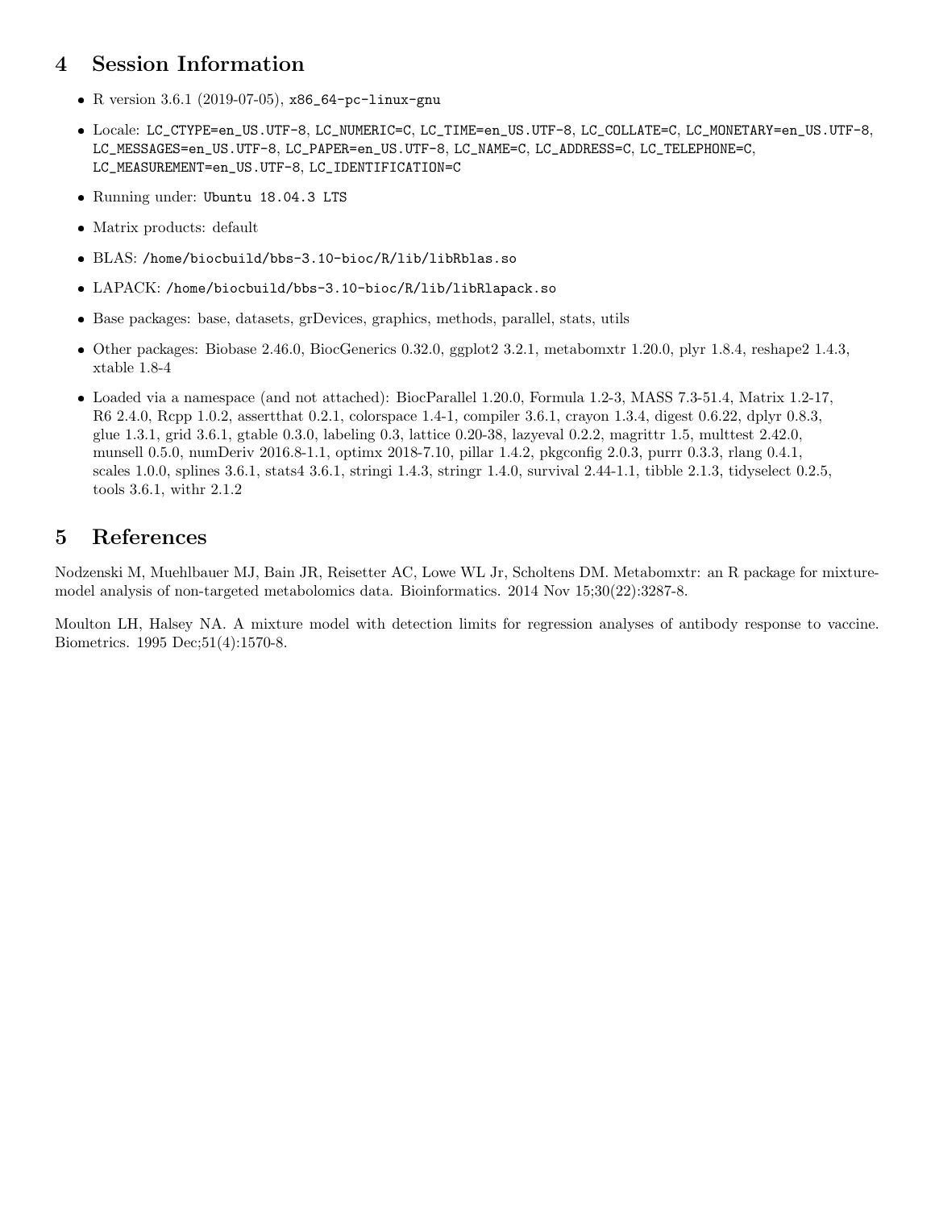## 4 Session Information

- R version 3.6.1 (2019-07-05), x86_64-pc-linux-gnu
- Locale: LC_CTYPE=en_US.UTF-8, LC_NUMERIC=C, LC_TIME=en_US.UTF-8, LC_COLLATE=C, LC_MONETARY=en_US.UTF-8, LC_MESSAGES=en_US.UTF-8, LC_PAPER=en_US.UTF-8, LC_NAME=C, LC_ADDRESS=C, LC_TELEPHONE=C, LC_MEASUREMENT=en_US.UTF-8, LC_IDENTIFICATION=C
- Running under: Ubuntu 18.04.3 LTS
- Matrix products: default
- BLAS: /home/biocbuild/bbs-3.10-bioc/R/lib/libRblas.so
- LAPACK: /home/biocbuild/bbs-3.10-bioc/R/lib/libRlapack.so
- Base packages: base, datasets, grDevices, graphics, methods, parallel, stats, utils
- Other packages: Biobase 2.46.0, BiocGenerics 0.32.0, ggplot2 3.2.1, metabomxtr 1.20.0, plyr 1.8.4, reshape2 1.4.3, xtable 1.8-4
- Loaded via a namespace (and not attached): BiocParallel 1.20.0, Formula 1.2-3, MASS 7.3-51.4, Matrix 1.2-17, R6 2.4.0, Rcpp 1.0.2, assertthat 0.2.1, colorspace 1.4-1, compiler 3.6.1, crayon 1.3.4, digest 0.6.22, dplyr 0.8.3, glue 1.3.1, grid 3.6.1, gtable 0.3.0, labeling 0.3, lattice 0.20-38, lazyeval 0.2.2, magrittr 1.5, multtest 2.42.0, munsell 0.5.0, numDeriv 2016.8-1.1, optimx 2018-7.10, pillar 1.4.2, pkgconfig 2.0.3, purrr 0.3.3, rlang 0.4.1, scales 1.0.0, splines 3.6.1, stats4 3.6.1, stringi 1.4.3, stringr 1.4.0, survival 2.44-1.1, tibble 2.1.3, tidyselect 0.2.5, tools 3.6.1, withr 2.1.2

## 5 References

Nodzenski M, Muehlbauer MJ, Bain JR, Reisetter AC, Lowe WL Jr, Scholtens DM. Metabomxtr: an R package for mixture-model analysis of non-targeted metabolomics data. Bioinformatics. 2014 Nov 15;30(22):3287-8.

Moulton LH, Halsey NA. A mixture model with detection limits for regression analyses of antibody response to vaccine. Biometrics. 1995 Dec;51(4):1570-8.